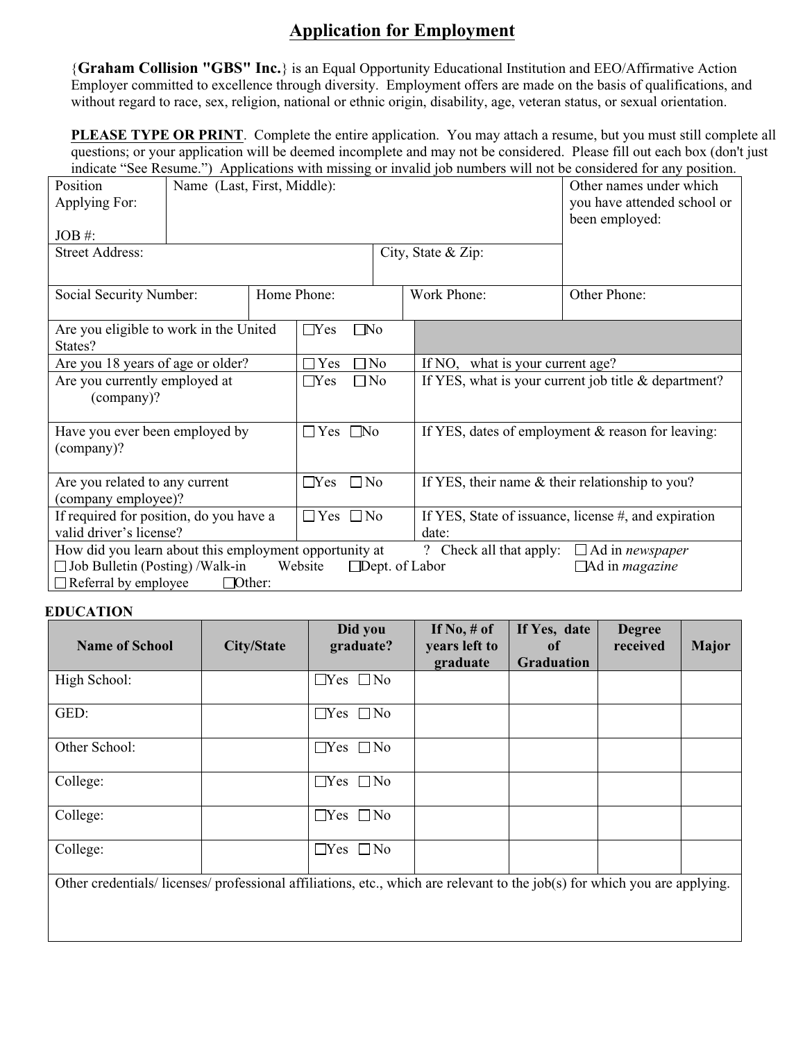# Application for Employment

{**Graham Collision "GBS" Inc.**} is an Equal Opportunity Educational Institution and EEO/Affirmative Action Employer committed to excellence through diversity. Employment offers are made on the basis of qualifications, and without regard to race, sex, religion, national or ethnic origin, disability, age, veteran status, or sexual orientation.

**PLEASE TYPE OR PRINT**. Complete the entire application. You may attach a resume, but you must still complete all questions; or your application will be deemed incomplete and may not be considered. Please fill out each box (don't just indicate "See Resume.") Applications with missing or invalid job numbers will not be considered for any position.

| Position Applying For: JOB #: | Name (Last, First, Middle): | | | Other names under which you have attended school or been employed: |
|---|---|---|---|---|
| Street Address: | | City, State & Zip: | | |
| Social Security Number: | Home Phone: | Work Phone: | | Other Phone: |

| | | |
|---|---|---|
| Are you eligible to work in the United States? | ☐Yes ☐No | |
| Are you 18 years of age or older? | ☐ Yes ☐ No | If NO, what is your current age? |
| Are you currently employed at (company)? | ☐Yes ☐ No | If YES, what is your current job title & department? |
| Have you ever been employed by (company)? | ☐ Yes ☐No | If YES, dates of employment & reason for leaving: |
| Are you related to any current (company employee)? | ☐Yes ☐ No | If YES, their name & their relationship to you? |
| If required for position, do you have a valid driver's license? | ☐ Yes ☐ No | If YES, State of issuance, license #, and expiration date: |

How did you learn about this employment opportunity at ? Check all that apply: ☐ Ad in *newspaper*
☐ Job Bulletin (Posting) /Walk-in Website ☐Dept. of Labor ☐Ad in *magazine*
☐ Referral by employee ☐Other:

## EDUCATION

| Name of School | City/State | Did you graduate? | If No, # of years left to graduate | If Yes, date of Graduation | Degree received | Major |
|---|---|---|---|---|---|---|
| High School: | | ☐Yes ☐No | | | | |
| GED: | | ☐Yes ☐No | | | | |
| Other School: | | ☐Yes ☐No | | | | |
| College: | | ☐Yes ☐No | | | | |
| College: | | ☐Yes ☐No | | | | |
| College: | | ☐Yes ☐No | | | | |

Other credentials/ licenses/ professional affiliations, etc., which are relevant to the job(s) for which you are applying.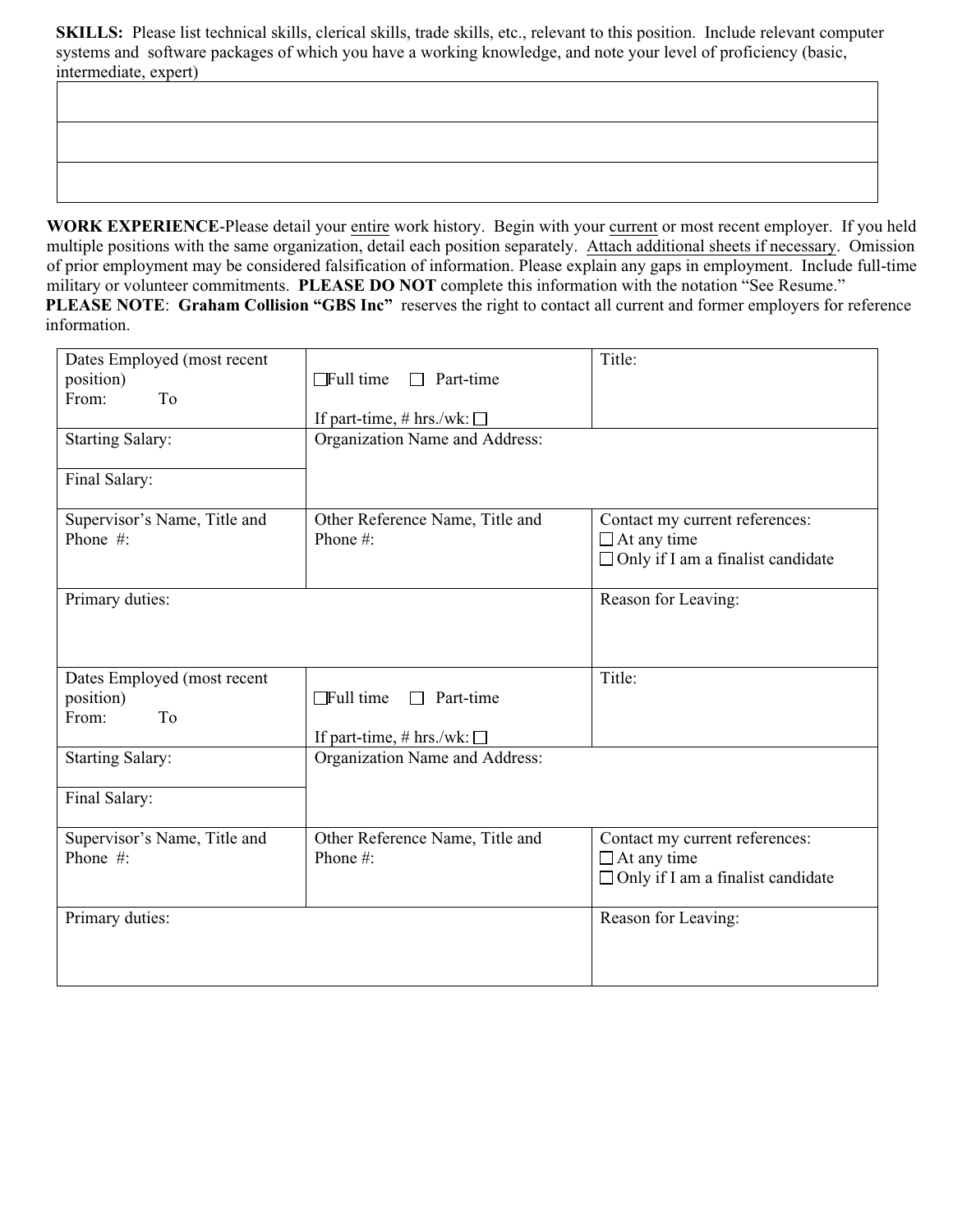**SKILLS:** Please list technical skills, clerical skills, trade skills, etc., relevant to this position. Include relevant computer systems and software packages of which you have a working knowledge, and note your level of proficiency (basic, intermediate, expert)

| |
|---|
| |
| |
| |

**WORK EXPERIENCE**-Please detail your entire work history. Begin with your current or most recent employer. If you held multiple positions with the same organization, detail each position separately. Attach additional sheets if necessary. Omission of prior employment may be considered falsification of information. Please explain any gaps in employment. Include full-time military or volunteer commitments. **PLEASE DO NOT** complete this information with the notation "See Resume."
**PLEASE NOTE**: **Graham Collision "GBS Inc"** reserves the right to contact all current and former employers for reference information.

| | | |
|---|---|---|
| Dates Employed (most recent position)<br>From: To | ☐Full time ☐ Part-time<br><br>If part-time, # hrs./wk: ☐ | Title: |
| Starting Salary:<br><br>Final Salary: | Organization Name and Address: | |
| Supervisor's Name, Title and Phone #: | Other Reference Name, Title and Phone #: | Contact my current references:<br>☐ At any time<br>☐ Only if I am a finalist candidate |
| Primary duties: | | Reason for Leaving: |

| | | |
|---|---|---|
| Dates Employed (most recent position)<br>From: To | ☐Full time ☐ Part-time<br><br>If part-time, # hrs./wk: ☐ | Title: |
| Starting Salary:<br><br>Final Salary: | Organization Name and Address: | |
| Supervisor's Name, Title and Phone #: | Other Reference Name, Title and Phone #: | Contact my current references:<br>☐ At any time<br>☐ Only if I am a finalist candidate |
| Primary duties: | | Reason for Leaving: |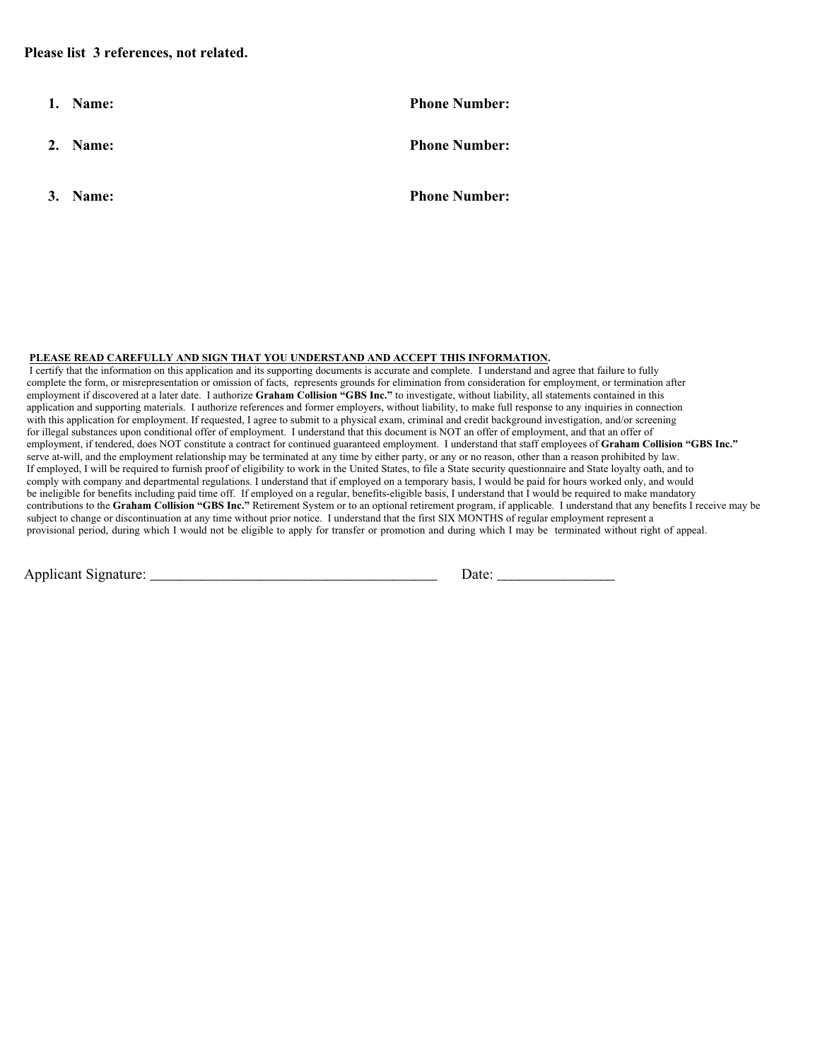**Please list 3 references, not related.**

1. **Name:** **Phone Number:**
2. **Name:** **Phone Number:**
3. **Name:** **Phone Number:**

**PLEASE READ CAREFULLY AND SIGN THAT YOU UNDERSTAND AND ACCEPT THIS INFORMATION.**

I certify that the information on this application and its supporting documents is accurate and complete. I understand and agree that failure to fully complete the form, or misrepresentation or omission of facts, represents grounds for elimination from consideration for employment, or termination after employment if discovered at a later date. I authorize **Graham Collision "GBS Inc."** to investigate, without liability, all statements contained in this application and supporting materials. I authorize references and former employers, without liability, to make full response to any inquiries in connection with this application for employment. If requested, I agree to submit to a physical exam, criminal and credit background investigation, and/or screening for illegal substances upon conditional offer of employment. I understand that this document is NOT an offer of employment, and that an offer of employment, if tendered, does NOT constitute a contract for continued guaranteed employment. I understand that staff employees of **Graham Collision "GBS Inc."** serve at-will, and the employment relationship may be terminated at any time by either party, or any or no reason, other than a reason prohibited by law. If employed, I will be required to furnish proof of eligibility to work in the United States, to file a State security questionnaire and State loyalty oath, and to comply with company and departmental regulations. I understand that if employed on a temporary basis, I would be paid for hours worked only, and would be ineligible for benefits including paid time off. If employed on a regular, benefits-eligible basis, I understand that I would be required to make mandatory contributions to the **Graham Collision "GBS Inc."** Retirement System or to an optional retirement program, if applicable. I understand that any benefits I receive may be subject to change or discontinuation at any time without prior notice. I understand that the first SIX MONTHS of regular employment represent a provisional period, during which I would not be eligible to apply for transfer or promotion and during which I may be terminated without right of appeal.

Applicant Signature: ________________________________________ Date: ________________